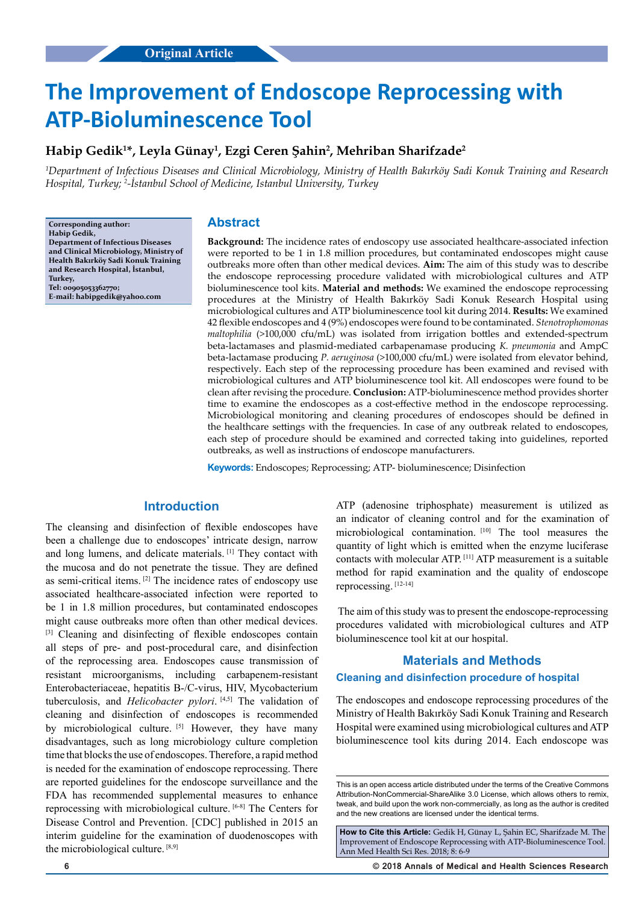Original Article

# The Improvement of Endoscope Reprocessing with ATP-Bioluminescence Tool

**Habip Gedik[1]*, Leyla Günay[1], Ezgi Ceren Şahin[2], Mehriban Sharifzade[2]**

*[1]Department of Infectious Diseases and Clinical Microbiology, Ministry of Health Bakırköy Sadi Konuk Training and Research Hospital, Turkey; [2]-İstanbul School of Medicine, Istanbul University, Turkey*

**Corresponding author:**
**Habip Gedik,**
**Department of Infectious Diseases and Clinical Microbiology, Ministry of Health Bakırköy Sadi Konuk Training and Research Hospital, İstanbul, Turkey,**
**Tel: 00905053362770;**
**E-mail: habipgedik@yahoo.com**

## Abstract

**Background:** The incidence rates of endoscopy use associated healthcare-associated infection were reported to be 1 in 1.8 million procedures, but contaminated endoscopes might cause outbreaks more often than other medical devices. **Aim:** The aim of this study was to describe the endoscope reprocessing procedure validated with microbiological cultures and ATP bioluminescence tool kits. **Material and methods:** We examined the endoscope reprocessing procedures at the Ministry of Health Bakırköy Sadi Konuk Research Hospital using microbiological cultures and ATP bioluminescence tool kit during 2014. **Results:** We examined 42 flexible endoscopes and 4 (9%) endoscopes were found to be contaminated. *Stenotrophomonas maltophilia* (>100,000 cfu/mL) was isolated from irrigation bottles and extended-spectrum beta-lactamases and plasmid-mediated carbapenamase producing *K. pneumonia* and AmpC beta-lactamase producing *P. aeruginosa* (>100,000 cfu/mL) were isolated from elevator behind, respectively. Each step of the reprocessing procedure has been examined and revised with microbiological cultures and ATP bioluminescence tool kit. All endoscopes were found to be clean after revising the procedure. **Conclusion:** ATP-bioluminescence method provides shorter time to examine the endoscopes as a cost-effective method in the endoscope reprocessing. Microbiological monitoring and cleaning procedures of endoscopes should be defined in the healthcare settings with the frequencies. In case of any outbreak related to endoscopes, each step of procedure should be examined and corrected taking into guidelines, reported outbreaks, as well as instructions of endoscope manufacturers.

**Keywords:** Endoscopes; Reprocessing; ATP- bioluminescence; Disinfection

## Introduction

The cleansing and disinfection of flexible endoscopes have been a challenge due to endoscopes' intricate design, narrow and long lumens, and delicate materials. [1] They contact with the mucosa and do not penetrate the tissue. They are defined as semi-critical items. [2] The incidence rates of endoscopy use associated healthcare-associated infection were reported to be 1 in 1.8 million procedures, but contaminated endoscopes might cause outbreaks more often than other medical devices. [3] Cleaning and disinfecting of flexible endoscopes contain all steps of pre- and post-procedural care, and disinfection of the reprocessing area. Endoscopes cause transmission of resistant microorganisms, including carbapenem-resistant Enterobacteriaceae, hepatitis B-/C-virus, HIV, Mycobacterium tuberculosis, and *Helicobacter pylori*. [4,5] The validation of cleaning and disinfection of endoscopes is recommended by microbiological culture. [5] However, they have many disadvantages, such as long microbiology culture completion time that blocks the use of endoscopes. Therefore, a rapid method is needed for the examination of endoscope reprocessing. There are reported guidelines for the endoscope surveillance and the FDA has recommended supplemental measures to enhance reprocessing with microbiological culture. [6-8] The Centers for Disease Control and Prevention. [CDC] published in 2015 an interim guideline for the examination of duodenoscopes with the microbiological culture. [8,9]

ATP (adenosine triphosphate) measurement is utilized as an indicator of cleaning control and for the examination of microbiological contamination. [10] The tool measures the quantity of light which is emitted when the enzyme luciferase contacts with molecular ATP. [11] ATP measurement is a suitable method for rapid examination and the quality of endoscope reprocessing. [12-14]

The aim of this study was to present the endoscope-reprocessing procedures validated with microbiological cultures and ATP bioluminescence tool kit at our hospital.

## Materials and Methods

### Cleaning and disinfection procedure of hospital

The endoscopes and endoscope reprocessing procedures of the Ministry of Health Bakırköy Sadi Konuk Training and Research Hospital were examined using microbiological cultures and ATP bioluminescence tool kits during 2014. Each endoscope was

This is an open access article distributed under the terms of the Creative Commons Attribution-NonCommercial-ShareAlike 3.0 License, which allows others to remix, tweak, and build upon the work non-commercially, as long as the author is credited and the new creations are licensed under the identical terms.

**How to Cite this Article:** Gedik H, Günay L, Şahin EC, Sharifzade M. The Improvement of Endoscope Reprocessing with ATP-Bioluminescence Tool. Ann Med Health Sci Res. 2018; 8: 6-9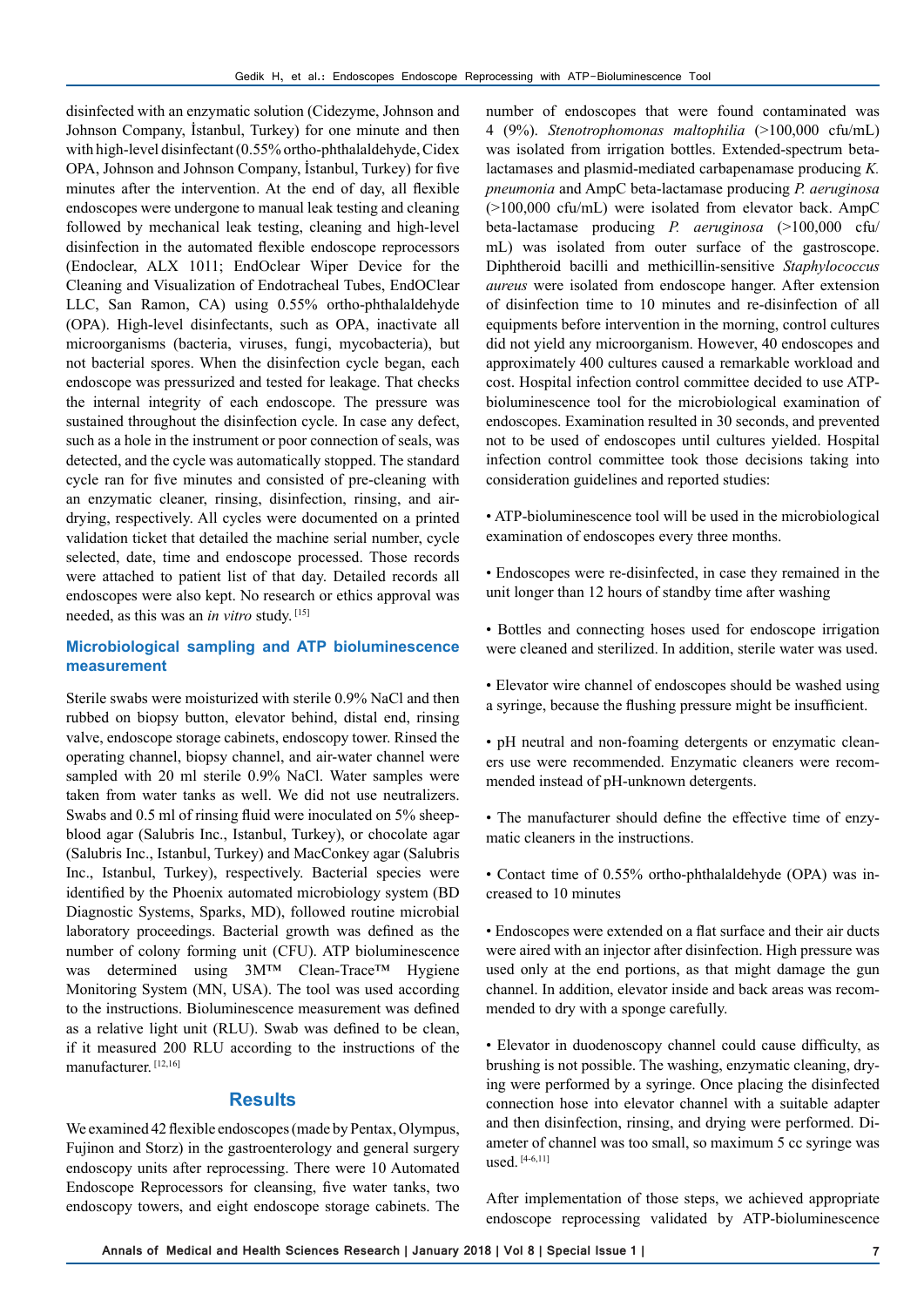disinfected with an enzymatic solution (Cidezyme, Johnson and Johnson Company, İstanbul, Turkey) for one minute and then with high-level disinfectant (0.55% ortho-phthalaldehyde, Cidex OPA, Johnson and Johnson Company, İstanbul, Turkey) for five minutes after the intervention. At the end of day, all flexible endoscopes were undergone to manual leak testing and cleaning followed by mechanical leak testing, cleaning and high-level disinfection in the automated flexible endoscope reprocessors (Endoclear, ALX 1011; EndOclear Wiper Device for the Cleaning and Visualization of Endotracheal Tubes, EndOClear LLC, San Ramon, CA) using 0.55% ortho-phthalaldehyde (OPA). High-level disinfectants, such as OPA, inactivate all microorganisms (bacteria, viruses, fungi, mycobacteria), but not bacterial spores. When the disinfection cycle began, each endoscope was pressurized and tested for leakage. That checks the internal integrity of each endoscope. The pressure was sustained throughout the disinfection cycle. In case any defect, such as a hole in the instrument or poor connection of seals, was detected, and the cycle was automatically stopped. The standard cycle ran for five minutes and consisted of pre-cleaning with an enzymatic cleaner, rinsing, disinfection, rinsing, and air-drying, respectively. All cycles were documented on a printed validation ticket that detailed the machine serial number, cycle selected, date, time and endoscope processed. Those records were attached to patient list of that day. Detailed records all endoscopes were also kept. No research or ethics approval was needed, as this was an *in vitro* study. [15]

### Microbiological sampling and ATP bioluminescence measurement

Sterile swabs were moisturized with sterile 0.9% NaCl and then rubbed on biopsy button, elevator behind, distal end, rinsing valve, endoscope storage cabinets, endoscopy tower. Rinsed the operating channel, biopsy channel, and air-water channel were sampled with 20 ml sterile 0.9% NaCl. Water samples were taken from water tanks as well. We did not use neutralizers. Swabs and 0.5 ml of rinsing fluid were inoculated on 5% sheep-blood agar (Salubris Inc., Istanbul, Turkey), or chocolate agar (Salubris Inc., Istanbul, Turkey) and MacConkey agar (Salubris Inc., Istanbul, Turkey), respectively. Bacterial species were identified by the Phoenix automated microbiology system (BD Diagnostic Systems, Sparks, MD), followed routine microbial laboratory proceedings. Bacterial growth was defined as the number of colony forming unit (CFU). ATP bioluminescence was determined using 3M™ Clean-Trace™ Hygiene Monitoring System (MN, USA). The tool was used according to the instructions. Bioluminescence measurement was defined as a relative light unit (RLU). Swab was defined to be clean, if it measured 200 RLU according to the instructions of the manufacturer. [12,16]

## Results

We examined 42 flexible endoscopes (made by Pentax, Olympus, Fujinon and Storz) in the gastroenterology and general surgery endoscopy units after reprocessing. There were 10 Automated Endoscope Reprocessors for cleansing, five water tanks, two endoscopy towers, and eight endoscope storage cabinets. The number of endoscopes that were found contaminated was 4 (9%). *Stenotrophomonas maltophilia* (>100,000 cfu/mL) was isolated from irrigation bottles. Extended-spectrum beta-lactamases and plasmid-mediated carbapenamase producing *K. pneumonia* and AmpC beta-lactamase producing *P. aeruginosa* (>100,000 cfu/mL) were isolated from elevator back. AmpC beta-lactamase producing *P. aeruginosa* (>100,000 cfu/mL) was isolated from outer surface of the gastroscope. Diphtheroid bacilli and methicillin-sensitive *Staphylococcus aureus* were isolated from endoscope hanger. After extension of disinfection time to 10 minutes and re-disinfection of all equipments before intervention in the morning, control cultures did not yield any microorganism. However, 40 endoscopes and approximately 400 cultures caused a remarkable workload and cost. Hospital infection control committee decided to use ATP-bioluminescence tool for the microbiological examination of endoscopes. Examination resulted in 30 seconds, and prevented not to be used of endoscopes until cultures yielded. Hospital infection control committee took those decisions taking into consideration guidelines and reported studies:

- ATP-bioluminescence tool will be used in the microbiological examination of endoscopes every three months.
- Endoscopes were re-disinfected, in case they remained in the unit longer than 12 hours of standby time after washing
- Bottles and connecting hoses used for endoscope irrigation were cleaned and sterilized. In addition, sterile water was used.
- Elevator wire channel of endoscopes should be washed using a syringe, because the flushing pressure might be insufficient.
- pH neutral and non-foaming detergents or enzymatic cleaners use were recommended. Enzymatic cleaners were recommended instead of pH-unknown detergents.
- The manufacturer should define the effective time of enzymatic cleaners in the instructions.
- Contact time of 0.55% ortho-phthalaldehyde (OPA) was increased to 10 minutes
- Endoscopes were extended on a flat surface and their air ducts were aired with an injector after disinfection. High pressure was used only at the end portions, as that might damage the gun channel. In addition, elevator inside and back areas was recommended to dry with a sponge carefully.
- Elevator in duodenoscopy channel could cause difficulty, as brushing is not possible. The washing, enzymatic cleaning, drying were performed by a syringe. Once placing the disinfected connection hose into elevator channel with a suitable adapter and then disinfection, rinsing, and drying were performed. Diameter of channel was too small, so maximum 5 cc syringe was used. [4-6,11]

After implementation of those steps, we achieved appropriate endoscope reprocessing validated by ATP-bioluminescence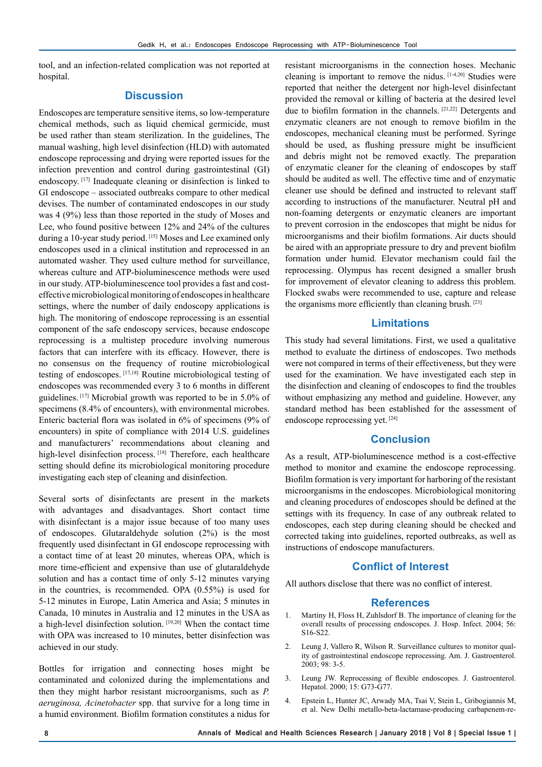tool, and an infection-related complication was not reported at hospital.

## Discussion

Endoscopes are temperature sensitive items, so low-temperature chemical methods, such as liquid chemical germicide, must be used rather than steam sterilization. In the guidelines, The manual washing, high level disinfection (HLD) with automated endoscope reprocessing and drying were reported issues for the infection prevention and control during gastrointestinal (GI) endoscopy. [17] Inadequate cleaning or disinfection is linked to GI endoscope – associated outbreaks compare to other medical devises. The number of contaminated endoscopes in our study was 4 (9%) less than those reported in the study of Moses and Lee, who found positive between 12% and 24% of the cultures during a 10-year study period. [15] Moses and Lee examined only endoscopes used in a clinical institution and reprocessed in an automated washer. They used culture method for surveillance, whereas culture and ATP-bioluminescence methods were used in our study. ATP-bioluminescence tool provides a fast and cost-effective microbiological monitoring of endoscopes in healthcare settings, where the number of daily endoscopy applications is high. The monitoring of endoscope reprocessing is an essential component of the safe endoscopy services, because endoscope reprocessing is a multistep procedure involving numerous factors that can interfere with its efficacy. However, there is no consensus on the frequency of routine microbiological testing of endoscopes. [17,18] Routine microbiological testing of endoscopes was recommended every 3 to 6 months in different guidelines. [17] Microbial growth was reported to be in 5.0% of specimens (8.4% of encounters), with environmental microbes. Enteric bacterial flora was isolated in 6% of specimens (9% of encounters) in spite of compliance with 2014 U.S. guidelines and manufacturers' recommendations about cleaning and high-level disinfection process. [18] Therefore, each healthcare setting should define its microbiological monitoring procedure investigating each step of cleaning and disinfection.

Several sorts of disinfectants are present in the markets with advantages and disadvantages. Short contact time with disinfectant is a major issue because of too many uses of endoscopes. Glutaraldehyde solution (2%) is the most frequently used disinfectant in GI endoscope reprocessing with a contact time of at least 20 minutes, whereas OPA, which is more time-efficient and expensive than use of glutaraldehyde solution and has a contact time of only 5-12 minutes varying in the countries, is recommended. OPA (0.55%) is used for 5-12 minutes in Europe, Latin America and Asia; 5 minutes in Canada, 10 minutes in Australia and 12 minutes in the USA as a high-level disinfection solution. [19,20] When the contact time with OPA was increased to 10 minutes, better disinfection was achieved in our study.

Bottles for irrigation and connecting hoses might be contaminated and colonized during the implementations and then they might harbor resistant microorganisms, such as *P. aeruginosa, Acinetobacter* spp. that survive for a long time in a humid environment. Biofilm formation constitutes a nidus for resistant microorganisms in the connection hoses. Mechanic cleaning is important to remove the nidus. [1-4,20] Studies were reported that neither the detergent nor high-level disinfectant provided the removal or killing of bacteria at the desired level due to biofilm formation in the channels. [21,22] Detergents and enzymatic cleaners are not enough to remove biofilm in the endoscopes, mechanical cleaning must be performed. Syringe should be used, as flushing pressure might be insufficient and debris might not be removed exactly. The preparation of enzymatic cleaner for the cleaning of endoscopes by staff should be audited as well. The effective time and of enzymatic cleaner use should be defined and instructed to relevant staff according to instructions of the manufacturer. Neutral pH and non-foaming detergents or enzymatic cleaners are important to prevent corrosion in the endoscopes that might be nidus for microorganisms and their biofilm formations. Air ducts should be aired with an appropriate pressure to dry and prevent biofilm formation under humid. Elevator mechanism could fail the reprocessing. Olympus has recent designed a smaller brush for improvement of elevator cleaning to address this problem. Flocked swabs were recommended to use, capture and release the organisms more efficiently than cleaning brush. [23]

## Limitations

This study had several limitations. First, we used a qualitative method to evaluate the dirtiness of endoscopes. Two methods were not compared in terms of their effectiveness, but they were used for the examination. We have investigated each step in the disinfection and cleaning of endoscopes to find the troubles without emphasizing any method and guideline. However, any standard method has been established for the assessment of endoscope reprocessing yet. [24]

## Conclusion

As a result, ATP-bioluminescence method is a cost-effective method to monitor and examine the endoscope reprocessing. Biofilm formation is very important for harboring of the resistant microorganisms in the endoscopes. Microbiological monitoring and cleaning procedures of endoscopes should be defined at the settings with its frequency. In case of any outbreak related to endoscopes, each step during cleaning should be checked and corrected taking into guidelines, reported outbreaks, as well as instructions of endoscope manufacturers.

## Conflict of Interest

All authors disclose that there was no conflict of interest.

## References

1. Martiny H, Floss H, Zuhlsdorf B. The importance of cleaning for the overall results of processing endoscopes. J. Hosp. Infect. 2004; 56: S16-S22.
2. Leung J, Vallero R, Wilson R. Surveillance cultures to monitor quality of gastrointestinal endoscope reprocessing. Am. J. Gastroenterol. 2003; 98: 3-5.
3. Leung JW. Reprocessing of flexible endoscopes. J. Gastroenterol. Hepatol. 2000; 15: G73-G77.
4. Epstein L, Hunter JC, Arwady MA, Tsai V, Stein L, Gribogiannis M, et al. New Delhi metallo-beta-lactamase-producing carbapenem-re-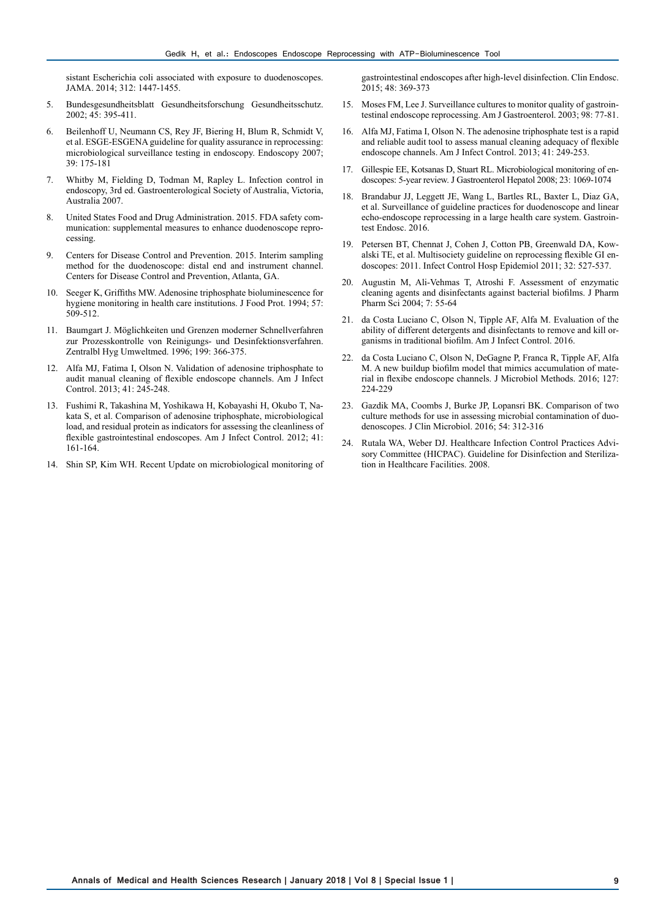sistant Escherichia coli associated with exposure to duodenoscopes. JAMA. 2014; 312: 1447-1455.

5. Bundesgesundheitsblatt Gesundheitsforschung Gesundheitsschutz. 2002; 45: 395-411.

6. Beilenhoff U, Neumann CS, Rey JF, Biering H, Blum R, Schmidt V, et al. ESGE-ESGENA guideline for quality assurance in reprocessing: microbiological surveillance testing in endoscopy. Endoscopy 2007; 39: 175-181

7. Whitby M, Fielding D, Todman M, Rapley L. Infection control in endoscopy, 3rd ed. Gastroenterological Society of Australia, Victoria, Australia 2007.

8. United States Food and Drug Administration. 2015. FDA safety communication: supplemental measures to enhance duodenoscope reprocessing.

9. Centers for Disease Control and Prevention. 2015. Interim sampling method for the duodenoscope: distal end and instrument channel. Centers for Disease Control and Prevention, Atlanta, GA.

10. Seeger K, Griffiths MW. Adenosine triphosphate bioluminescence for hygiene monitoring in health care institutions. J Food Prot. 1994; 57: 509-512.

11. Baumgart J. Möglichkeiten und Grenzen moderner Schnellverfahren zur Prozesskontrolle von Reinigungs- und Desinfektionsverfahren. Zentralbl Hyg Umweltmed. 1996; 199: 366-375.

12. Alfa MJ, Fatima I, Olson N. Validation of adenosine triphosphate to audit manual cleaning of flexible endoscope channels. Am J Infect Control. 2013; 41: 245-248.

13. Fushimi R, Takashina M, Yoshikawa H, Kobayashi H, Okubo T, Nakata S, et al. Comparison of adenosine triphosphate, microbiological load, and residual protein as indicators for assessing the cleanliness of flexible gastrointestinal endoscopes. Am J Infect Control. 2012; 41: 161-164.

14. Shin SP, Kim WH. Recent Update on microbiological monitoring of gastrointestinal endoscopes after high-level disinfection. Clin Endosc. 2015; 48: 369-373

15. Moses FM, Lee J. Surveillance cultures to monitor quality of gastrointestinal endoscope reprocessing. Am J Gastroenterol. 2003; 98: 77-81.

16. Alfa MJ, Fatima I, Olson N. The adenosine triphosphate test is a rapid and reliable audit tool to assess manual cleaning adequacy of flexible endoscope channels. Am J Infect Control. 2013; 41: 249-253.

17. Gillespie EE, Kotsanas D, Stuart RL. Microbiological monitoring of endoscopes: 5-year review. J Gastroenterol Hepatol 2008; 23: 1069-1074

18. Brandabur JJ, Leggett JE, Wang L, Bartles RL, Baxter L, Diaz GA, et al. Surveillance of guideline practices for duodenoscope and linear echo-endoscope reprocessing in a large health care system. Gastrointest Endosc. 2016.

19. Petersen BT, Chennat J, Cohen J, Cotton PB, Greenwald DA, Kowalski TE, et al. Multisociety guideline on reprocessing flexible GI endoscopes: 2011. Infect Control Hosp Epidemiol 2011; 32: 527-537.

20. Augustin M, Ali-Vehmas T, Atroshi F. Assessment of enzymatic cleaning agents and disinfectants against bacterial biofilms. J Pharm Pharm Sci 2004; 7: 55-64

21. da Costa Luciano C, Olson N, Tipple AF, Alfa M. Evaluation of the ability of different detergents and disinfectants to remove and kill organisms in traditional biofilm. Am J Infect Control. 2016.

22. da Costa Luciano C, Olson N, DeGagne P, Franca R, Tipple AF, Alfa M. A new buildup biofilm model that mimics accumulation of material in flexibe endoscope channels. J Microbiol Methods. 2016; 127: 224-229

23. Gazdik MA, Coombs J, Burke JP, Lopansri BK. Comparison of two culture methods for use in assessing microbial contamination of duodenoscopes. J Clin Microbiol. 2016; 54: 312-316

24. Rutala WA, Weber DJ. Healthcare Infection Control Practices Advisory Committee (HICPAC). Guideline for Disinfection and Sterilization in Healthcare Facilities. 2008.